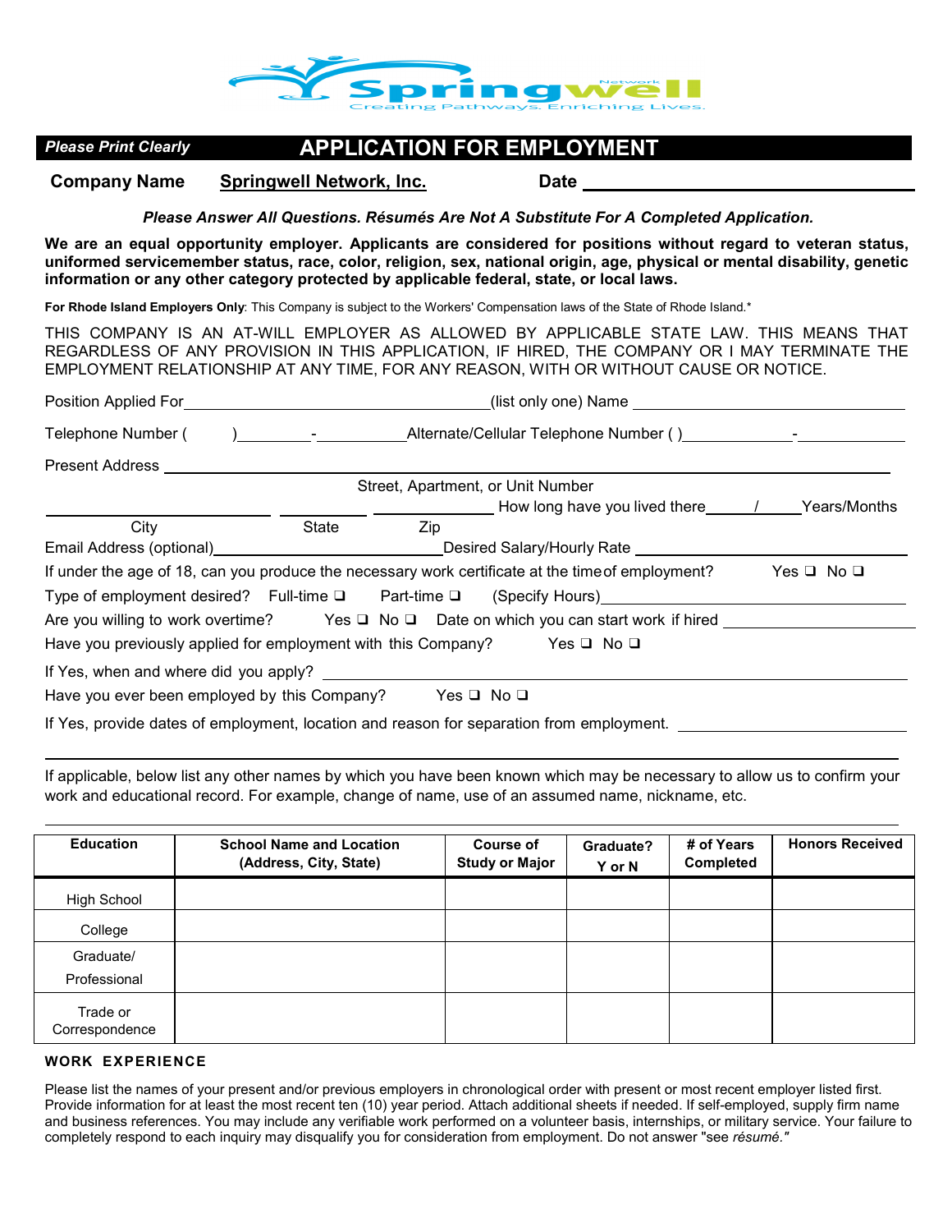Springwell Network

Creating Pathways. Enriching Lives.

**Please Print Clearly**

# APPLICATION FOR EMPLOYMENT

**Company Name** **Springwell Network, Inc.** **Date** ______________________

***Please Answer All Questions. Résumés Are Not A Substitute For A Completed Application.***

**We are an equal opportunity employer. Applicants are considered for positions without regard to veteran status, uniformed servicemember status, race, color, religion, sex, national origin, age, physical or mental disability, genetic information or any other category protected by applicable federal, state, or local laws.**

**For Rhode Island Employers Only**: This Company is subject to the Workers' Compensation laws of the State of Rhode Island.*

THIS COMPANY IS AN AT-WILL EMPLOYER AS ALLOWED BY APPLICABLE STATE LAW. THIS MEANS THAT REGARDLESS OF ANY PROVISION IN THIS APPLICATION, IF HIRED, THE COMPANY OR I MAY TERMINATE THE EMPLOYMENT RELATIONSHIP AT ANY TIME, FOR ANY REASON, WITH OR WITHOUT CAUSE OR NOTICE.

Position Applied For______________________________(list only one) Name ______________________

Telephone Number (     )________-__________Alternate/Cellular Telephone Number ( )____________-____________

Present Address ____________________________________________________________

Street, Apartment, or Unit Number

______________________ __________ ______________ How long have you lived there______/______Years/Months

City State Zip

Email Address (optional)________________________Desired Salary/Hourly Rate ______________________

If under the age of 18, can you produce the necessary work certificate at the time of employment? Yes ❑ No ❑

Type of employment desired? Full-time ❑ Part-time ❑ (Specify Hours)______________________

Are you willing to work overtime? Yes ❑ No ❑ Date on which you can start work if hired ______________________

Have you previously applied for employment with this Company? Yes ❑ No ❑

If Yes, when and where did you apply? ____________________________________________

Have you ever been employed by this Company? Yes ❑ No ❑

If Yes, provide dates of employment, location and reason for separation from employment. ______________________

____________________________________________________________

If applicable, below list any other names by which you have been known which may be necessary to allow us to confirm your work and educational record. For example, change of name, use of an assumed name, nickname, etc.

____________________________________________________________

| Education | School Name and Location (Address, City, State) | Course of Study or Major | Graduate? Y or N | # of Years Completed | Honors Received |
|---|---|---|---|---|---|
| High School | | | | | |
| College | | | | | |
| Graduate/ Professional | | | | | |
| Trade or Correspondence | | | | | |

## WORK EXPERIENCE

Please list the names of your present and/or previous employers in chronological order with present or most recent employer listed first. Provide information for at least the most recent ten (10) year period. Attach additional sheets if needed. If self-employed, supply firm name and business references. You may include any verifiable work performed on a volunteer basis, internships, or military service. Your failure to completely respond to each inquiry may disqualify you for consideration from employment. Do not answer "see *résumé."*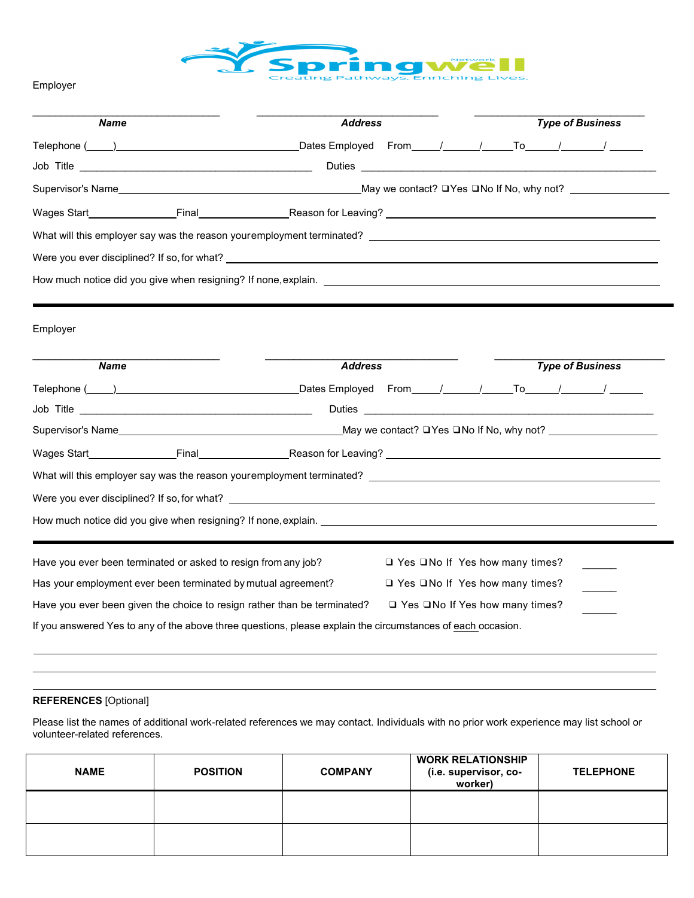Employer

_______________________________ _______________________________ _______________________________

***Name*** ***Address*** ***Type of Business***

Telephone (____)______________________________Dates Employed From_____/______/_____To______/_______/ ______

Job Title ________________________________________ Duties ________________________________________________

Supervisor's Name_______________________________________May we contact? ❑Yes ❑No If No, why not? ________________

Wages Start_______________Final_______________Reason for Leaving? ____________________________________________

What will this employer say was the reason your employment terminated? _____________________________________________

Were you ever disciplined? If so, for what? _______________________________________________________________________

How much notice did you give when resigning? If none, explain. ____________________________________________________

---

Employer

_______________________________ _______________________________ _______________________________

***Name*** ***Address*** ***Type of Business***

Telephone (____)______________________________Dates Employed From_____/______/_____To______/_______/ ______

Job Title ________________________________________ Duties ________________________________________________

Supervisor's Name_______________________________________May we contact? ❑Yes ❑No If No, why not? ________________

Wages Start_______________Final_______________Reason for Leaving? ____________________________________________

What will this employer say was the reason your employment terminated? _____________________________________________

Were you ever disciplined? If so, for what? _______________________________________________________________________

How much notice did you give when resigning? If none, explain. ____________________________________________________

---

Have you ever been terminated or asked to resign from any job? ❑ Yes ❑No If Yes how many times? _____

Has your employment ever been terminated by mutual agreement? ❑ Yes ❑No If Yes how many times? _____

Have you ever been given the choice to resign rather than be terminated? ❑ Yes ❑No If Yes how many times? _____

If you answered Yes to any of the above three questions, please explain the circumstances of each occasion.

______________________________________________________________________________________________

______________________________________________________________________________________________

______________________________________________________________________________________________

**REFERENCES** [Optional]

Please list the names of additional work-related references we may contact. Individuals with no prior work experience may list school or volunteer-related references.

| NAME | POSITION | COMPANY | WORK RELATIONSHIP (i.e. supervisor, co-worker) | TELEPHONE |
|---|---|---|---|---|
| | | | | |
| | | | | |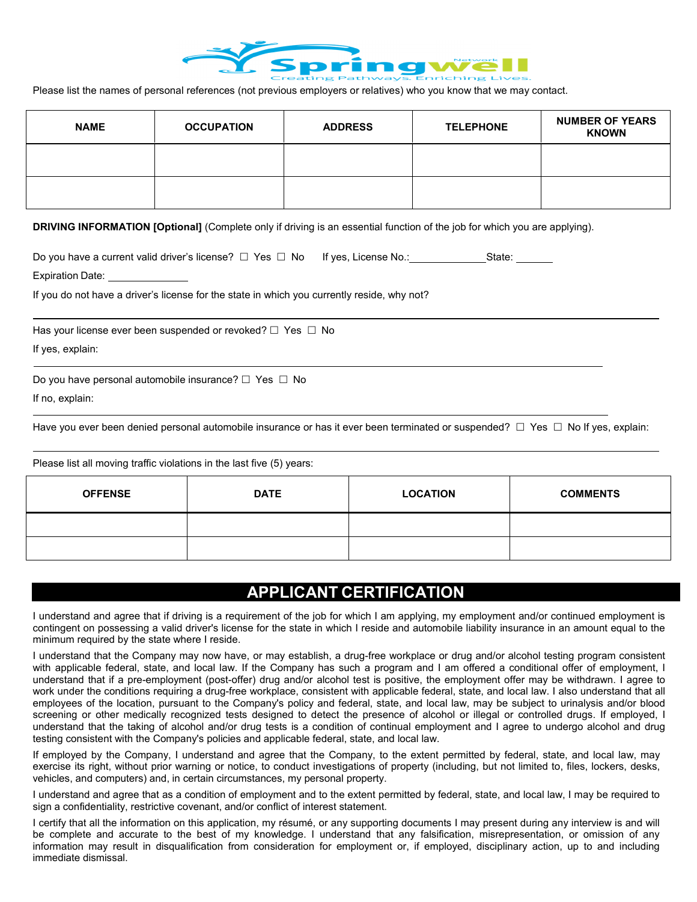Please list the names of personal references (not previous employers or relatives) who you know that we may contact.

| NAME | OCCUPATION | ADDRESS | TELEPHONE | NUMBER OF YEARS KNOWN |
| --- | --- | --- | --- | --- |
| | | | | |
| | | | | |

**DRIVING INFORMATION [Optional]** (Complete only if driving is an essential function of the job for which you are applying).

Do you have a current valid driver's license? ☐ Yes ☐ No   If yes, License No.:_____________ State: _______

Expiration Date: _______________

If you do not have a driver's license for the state in which you currently reside, why not?

_______________________________________________________________________________

Has your license ever been suspended or revoked? ☐ Yes ☐ No

If yes, explain:

_______________________________________________________________________________

Do you have personal automobile insurance? ☐ Yes ☐ No

If no, explain:

_______________________________________________________________________________

Have you ever been denied personal automobile insurance or has it ever been terminated or suspended? ☐ Yes ☐ No If yes, explain:

_______________________________________________________________________________

Please list all moving traffic violations in the last five (5) years:

| OFFENSE | DATE | LOCATION | COMMENTS |
| --- | --- | --- | --- |
| | | | |
| | | | |

## APPLICANT CERTIFICATION

I understand and agree that if driving is a requirement of the job for which I am applying, my employment and/or continued employment is contingent on possessing a valid driver's license for the state in which I reside and automobile liability insurance in an amount equal to the minimum required by the state where I reside.

I understand that the Company may now have, or may establish, a drug-free workplace or drug and/or alcohol testing program consistent with applicable federal, state, and local law. If the Company has such a program and I am offered a conditional offer of employment, I understand that if a pre-employment (post-offer) drug and/or alcohol test is positive, the employment offer may be withdrawn. I agree to work under the conditions requiring a drug-free workplace, consistent with applicable federal, state, and local law. I also understand that all employees of the location, pursuant to the Company's policy and federal, state, and local law, may be subject to urinalysis and/or blood screening or other medically recognized tests designed to detect the presence of alcohol or illegal or controlled drugs. If employed, I understand that the taking of alcohol and/or drug tests is a condition of continual employment and I agree to undergo alcohol and drug testing consistent with the Company's policies and applicable federal, state, and local law.

If employed by the Company, I understand and agree that the Company, to the extent permitted by federal, state, and local law, may exercise its right, without prior warning or notice, to conduct investigations of property (including, but not limited to, files, lockers, desks, vehicles, and computers) and, in certain circumstances, my personal property.

I understand and agree that as a condition of employment and to the extent permitted by federal, state, and local law, I may be required to sign a confidentiality, restrictive covenant, and/or conflict of interest statement.

I certify that all the information on this application, my résumé, or any supporting documents I may present during any interview is and will be complete and accurate to the best of my knowledge. I understand that any falsification, misrepresentation, or omission of any information may result in disqualification from consideration for employment or, if employed, disciplinary action, up to and including immediate dismissal.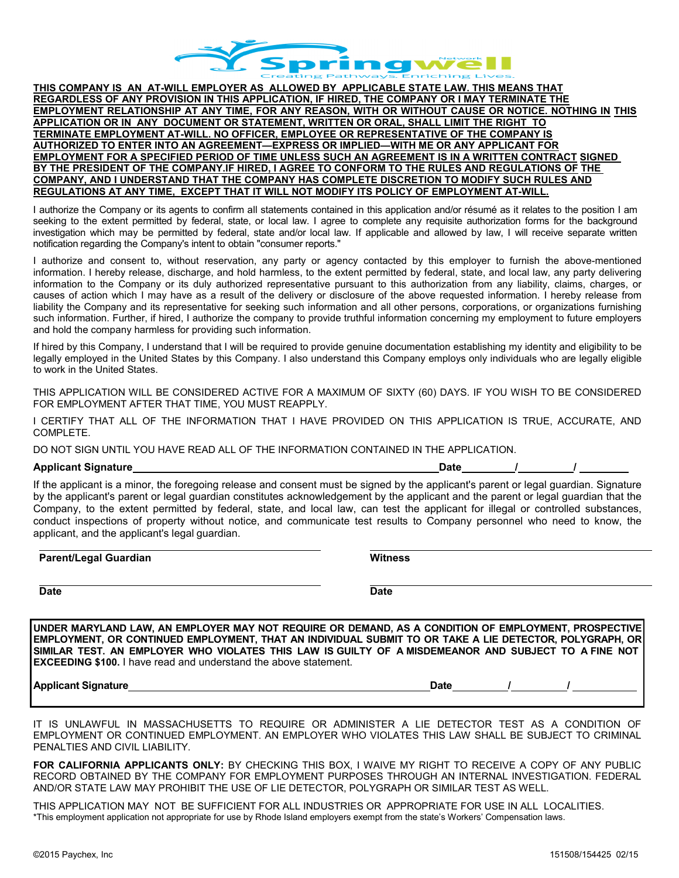**THIS COMPANY IS AN AT-WILL EMPLOYER AS ALLOWED BY APPLICABLE STATE LAW. THIS MEANS THAT REGARDLESS OF ANY PROVISION IN THIS APPLICATION, IF HIRED, THE COMPANY OR I MAY TERMINATE THE EMPLOYMENT RELATIONSHIP AT ANY TIME, FOR ANY REASON, WITH OR WITHOUT CAUSE OR NOTICE. NOTHING IN THIS APPLICATION OR IN ANY DOCUMENT OR STATEMENT, WRITTEN OR ORAL, SHALL LIMIT THE RIGHT TO TERMINATE EMPLOYMENT AT-WILL. NO OFFICER, EMPLOYEE OR REPRESENTATIVE OF THE COMPANY IS AUTHORIZED TO ENTER INTO AN AGREEMENT—EXPRESS OR IMPLIED—WITH ME OR ANY APPLICANT FOR EMPLOYMENT FOR A SPECIFIED PERIOD OF TIME UNLESS SUCH AN AGREEMENT IS IN A WRITTEN CONTRACT SIGNED BY THE PRESIDENT OF THE COMPANY.IF HIRED, I AGREE TO CONFORM TO THE RULES AND REGULATIONS OF THE COMPANY, AND I UNDERSTAND THAT THE COMPANY HAS COMPLETE DISCRETION TO MODIFY SUCH RULES AND REGULATIONS AT ANY TIME, EXCEPT THAT IT WILL NOT MODIFY ITS POLICY OF EMPLOYMENT AT-WILL.**

I authorize the Company or its agents to confirm all statements contained in this application and/or résumé as it relates to the position I am seeking to the extent permitted by federal, state, or local law. I agree to complete any requisite authorization forms for the background investigation which may be permitted by federal, state and/or local law. If applicable and allowed by law, I will receive separate written notification regarding the Company's intent to obtain "consumer reports."

I authorize and consent to, without reservation, any party or agency contacted by this employer to furnish the above-mentioned information. I hereby release, discharge, and hold harmless, to the extent permitted by federal, state, and local law, any party delivering information to the Company or its duly authorized representative pursuant to this authorization from any liability, claims, charges, or causes of action which I may have as a result of the delivery or disclosure of the above requested information. I hereby release from liability the Company and its representative for seeking such information and all other persons, corporations, or organizations furnishing such information. Further, if hired, I authorize the company to provide truthful information concerning my employment to future employers and hold the company harmless for providing such information.

If hired by this Company, I understand that I will be required to provide genuine documentation establishing my identity and eligibility to be legally employed in the United States by this Company. I also understand this Company employs only individuals who are legally eligible to work in the United States.

THIS APPLICATION WILL BE CONSIDERED ACTIVE FOR A MAXIMUM OF SIXTY (60) DAYS. IF YOU WISH TO BE CONSIDERED FOR EMPLOYMENT AFTER THAT TIME, YOU MUST REAPPLY.

I CERTIFY THAT ALL OF THE INFORMATION THAT I HAVE PROVIDED ON THIS APPLICATION IS TRUE, ACCURATE, AND COMPLETE.

DO NOT SIGN UNTIL YOU HAVE READ ALL OF THE INFORMATION CONTAINED IN THE APPLICATION.

**Applicant Signature**\_\_\_\_\_\_\_\_\_\_\_\_\_\_\_\_\_\_\_\_\_\_\_\_\_\_\_\_\_\_\_\_ **Date**\_\_\_\_\_\_/\_\_\_\_\_\_/\_\_\_\_\_\_

If the applicant is a minor, the foregoing release and consent must be signed by the applicant's parent or legal guardian. Signature by the applicant's parent or legal guardian constitutes acknowledgement by the applicant and the parent or legal guardian that the Company, to the extent permitted by federal, state, and local law, can test the applicant for illegal or controlled substances, conduct inspections of property without notice, and communicate test results to Company personnel who need to know, the applicant, and the applicant's legal guardian.

**Parent/Legal Guardian** \_\_\_\_\_\_\_\_\_\_\_\_\_\_\_\_\_\_\_\_ **Witness** \_\_\_\_\_\_\_\_\_\_\_\_\_\_\_\_\_\_\_\_

**Date** \_\_\_\_\_\_\_\_\_\_\_\_\_\_\_\_\_\_\_\_ **Date** \_\_\_\_\_\_\_\_\_\_\_\_\_\_\_\_\_\_\_\_

**UNDER MARYLAND LAW, AN EMPLOYER MAY NOT REQUIRE OR DEMAND, AS A CONDITION OF EMPLOYMENT, PROSPECTIVE EMPLOYMENT, OR CONTINUED EMPLOYMENT, THAT AN INDIVIDUAL SUBMIT TO OR TAKE A LIE DETECTOR, POLYGRAPH, OR SIMILAR TEST. AN EMPLOYER WHO VIOLATES THIS LAW IS GUILTY OF A MISDEMEANOR AND SUBJECT TO A FINE NOT EXCEEDING $100.** I have read and understand the above statement.

**Applicant Signature**\_\_\_\_\_\_\_\_\_\_\_\_\_\_\_\_\_\_\_\_\_\_\_\_\_\_\_\_\_\_\_\_ **Date**\_\_\_\_\_\_/\_\_\_\_\_\_/\_\_\_\_\_\_

IT IS UNLAWFUL IN MASSACHUSETTS TO REQUIRE OR ADMINISTER A LIE DETECTOR TEST AS A CONDITION OF EMPLOYMENT OR CONTINUED EMPLOYMENT. AN EMPLOYER WHO VIOLATES THIS LAW SHALL BE SUBJECT TO CRIMINAL PENALTIES AND CIVIL LIABILITY.

**FOR CALIFORNIA APPLICANTS ONLY:** BY CHECKING THIS BOX, I WAIVE MY RIGHT TO RECEIVE A COPY OF ANY PUBLIC RECORD OBTAINED BY THE COMPANY FOR EMPLOYMENT PURPOSES THROUGH AN INTERNAL INVESTIGATION. FEDERAL AND/OR STATE LAW MAY PROHIBIT THE USE OF LIE DETECTOR, POLYGRAPH OR SIMILAR TEST AS WELL.

THIS APPLICATION MAY NOT BE SUFFICIENT FOR ALL INDUSTRIES OR APPROPRIATE FOR USE IN ALL LOCALITIES.
*This employment application not appropriate for use by Rhode Island employers exempt from the state's Workers' Compensation laws.

©2015 Paychex, Inc 151508/154425 02/15